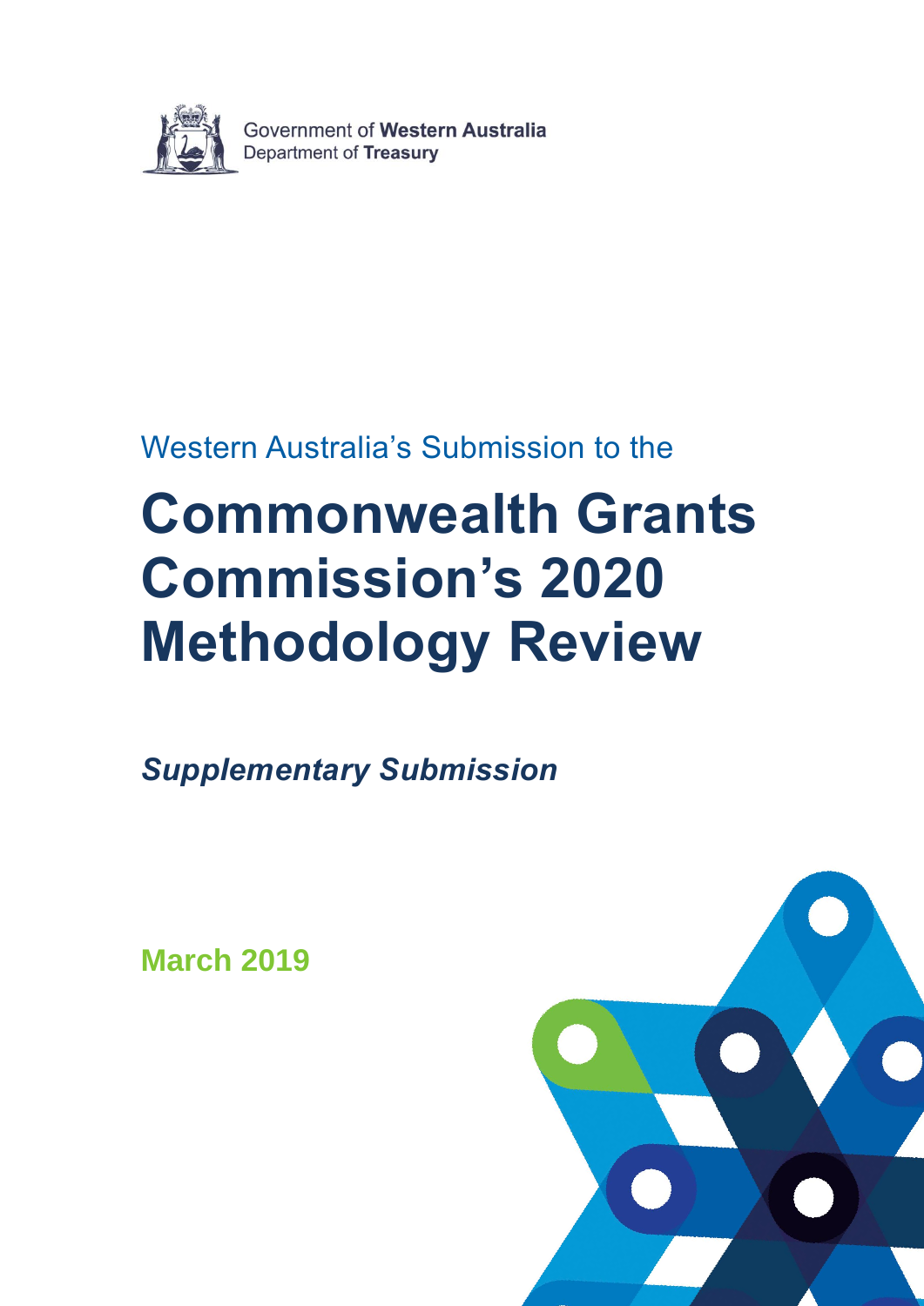Government of **Western Australia**
Department of **Treasury**

Western Australia's Submission to the

# Commonwealth Grants Commission's 2020 Methodology Review

***Supplementary Submission***

**March 2019**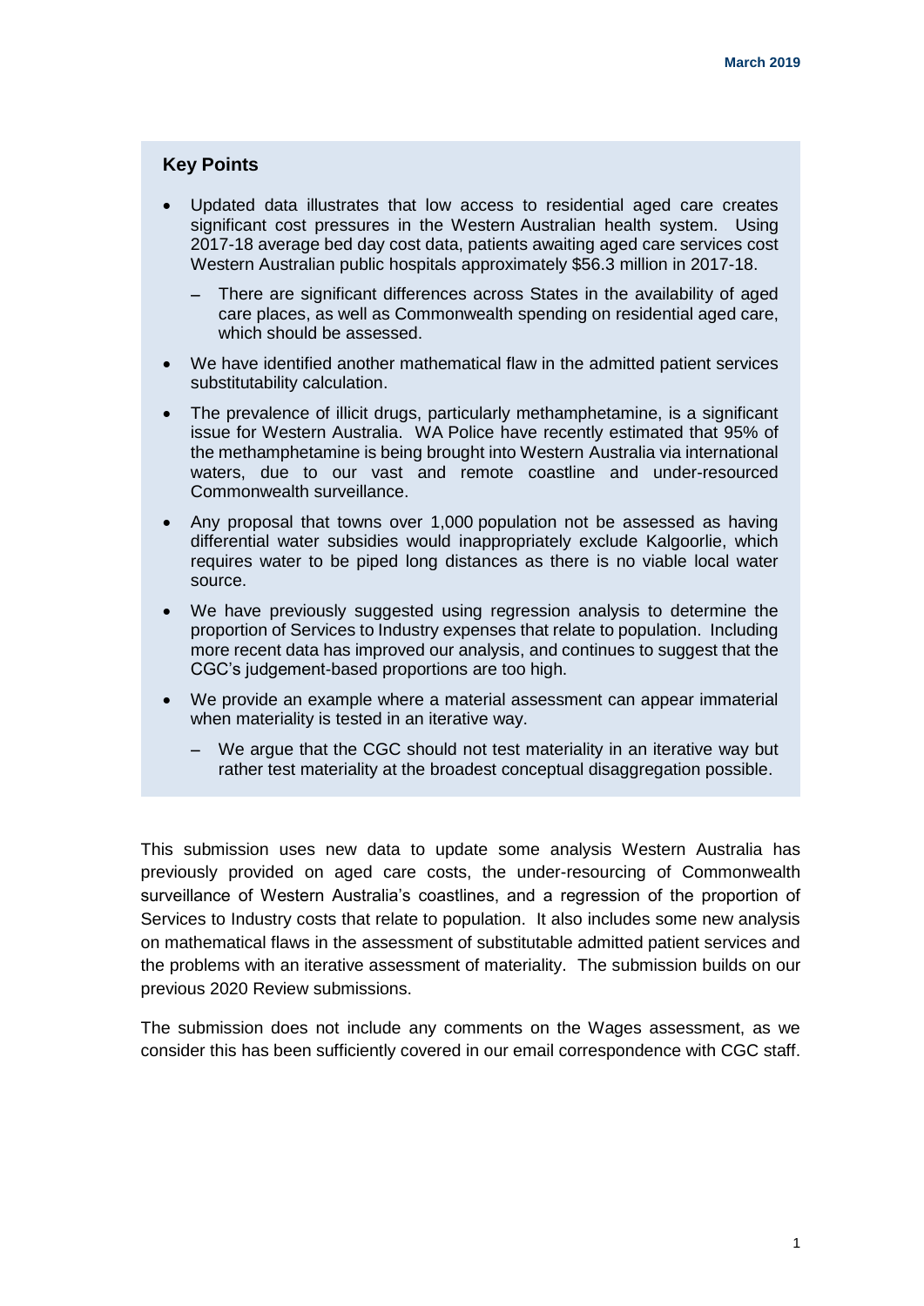## Key Points

- Updated data illustrates that low access to residential aged care creates significant cost pressures in the Western Australian health system. Using 2017-18 average bed day cost data, patients awaiting aged care services cost Western Australian public hospitals approximately $56.3 million in 2017-18.
  - There are significant differences across States in the availability of aged care places, as well as Commonwealth spending on residential aged care, which should be assessed.
- We have identified another mathematical flaw in the admitted patient services substitutability calculation.
- The prevalence of illicit drugs, particularly methamphetamine, is a significant issue for Western Australia. WA Police have recently estimated that 95% of the methamphetamine is being brought into Western Australia via international waters, due to our vast and remote coastline and under-resourced Commonwealth surveillance.
- Any proposal that towns over 1,000 population not be assessed as having differential water subsidies would inappropriately exclude Kalgoorlie, which requires water to be piped long distances as there is no viable local water source.
- We have previously suggested using regression analysis to determine the proportion of Services to Industry expenses that relate to population. Including more recent data has improved our analysis, and continues to suggest that the CGC's judgement-based proportions are too high.
- We provide an example where a material assessment can appear immaterial when materiality is tested in an iterative way.
  - We argue that the CGC should not test materiality in an iterative way but rather test materiality at the broadest conceptual disaggregation possible.

This submission uses new data to update some analysis Western Australia has previously provided on aged care costs, the under-resourcing of Commonwealth surveillance of Western Australia's coastlines, and a regression of the proportion of Services to Industry costs that relate to population. It also includes some new analysis on mathematical flaws in the assessment of substitutable admitted patient services and the problems with an iterative assessment of materiality. The submission builds on our previous 2020 Review submissions.

The submission does not include any comments on the Wages assessment, as we consider this has been sufficiently covered in our email correspondence with CGC staff.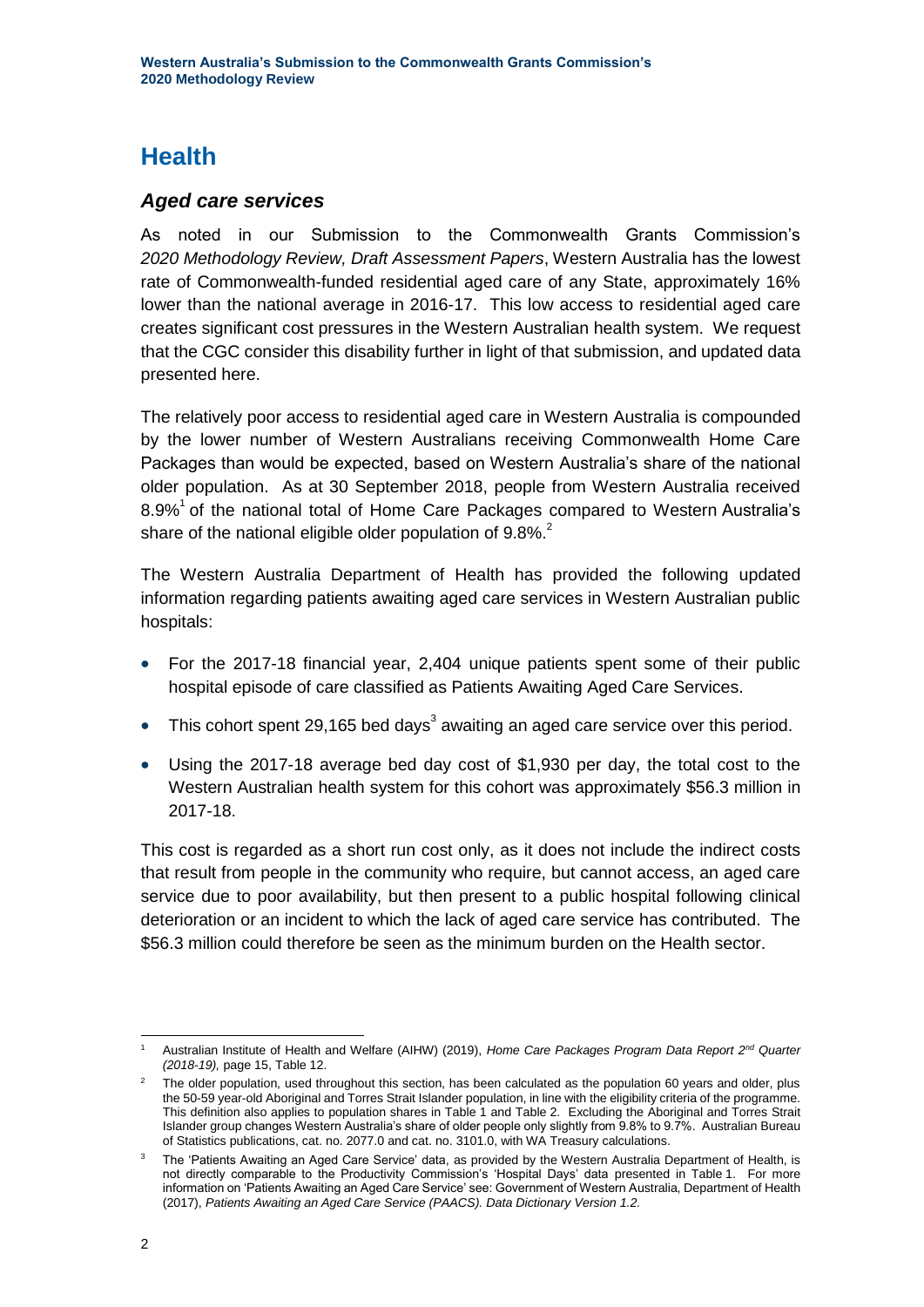# Health

## *Aged care services*

As noted in our Submission to the Commonwealth Grants Commission's *2020 Methodology Review, Draft Assessment Papers*, Western Australia has the lowest rate of Commonwealth-funded residential aged care of any State, approximately 16% lower than the national average in 2016-17. This low access to residential aged care creates significant cost pressures in the Western Australian health system. We request that the CGC consider this disability further in light of that submission, and updated data presented here.

The relatively poor access to residential aged care in Western Australia is compounded by the lower number of Western Australians receiving Commonwealth Home Care Packages than would be expected, based on Western Australia's share of the national older population. As at 30 September 2018, people from Western Australia received 8.9%[1] of the national total of Home Care Packages compared to Western Australia's share of the national eligible older population of 9.8%.[2]

The Western Australia Department of Health has provided the following updated information regarding patients awaiting aged care services in Western Australian public hospitals:

- For the 2017-18 financial year, 2,404 unique patients spent some of their public hospital episode of care classified as Patients Awaiting Aged Care Services.
- This cohort spent 29,165 bed days[3] awaiting an aged care service over this period.
- Using the 2017-18 average bed day cost of $1,930 per day, the total cost to the Western Australian health system for this cohort was approximately $56.3 million in 2017-18.

This cost is regarded as a short run cost only, as it does not include the indirect costs that result from people in the community who require, but cannot access, an aged care service due to poor availability, but then present to a public hospital following clinical deterioration or an incident to which the lack of aged care service has contributed. The $56.3 million could therefore be seen as the minimum burden on the Health sector.

---

[1] Australian Institute of Health and Welfare (AIHW) (2019), *Home Care Packages Program Data Report 2nd Quarter (2018-19),* page 15, Table 12.

[2] The older population, used throughout this section, has been calculated as the population 60 years and older, plus the 50-59 year-old Aboriginal and Torres Strait Islander population, in line with the eligibility criteria of the programme. This definition also applies to population shares in Table 1 and Table 2. Excluding the Aboriginal and Torres Strait Islander group changes Western Australia's share of older people only slightly from 9.8% to 9.7%. Australian Bureau of Statistics publications, cat. no. 2077.0 and cat. no. 3101.0, with WA Treasury calculations.

[3] The 'Patients Awaiting an Aged Care Service' data, as provided by the Western Australia Department of Health, is not directly comparable to the Productivity Commission's 'Hospital Days' data presented in Table 1. For more information on 'Patients Awaiting an Aged Care Service' see: Government of Western Australia, Department of Health (2017), *Patients Awaiting an Aged Care Service (PAACS). Data Dictionary Version 1.2.*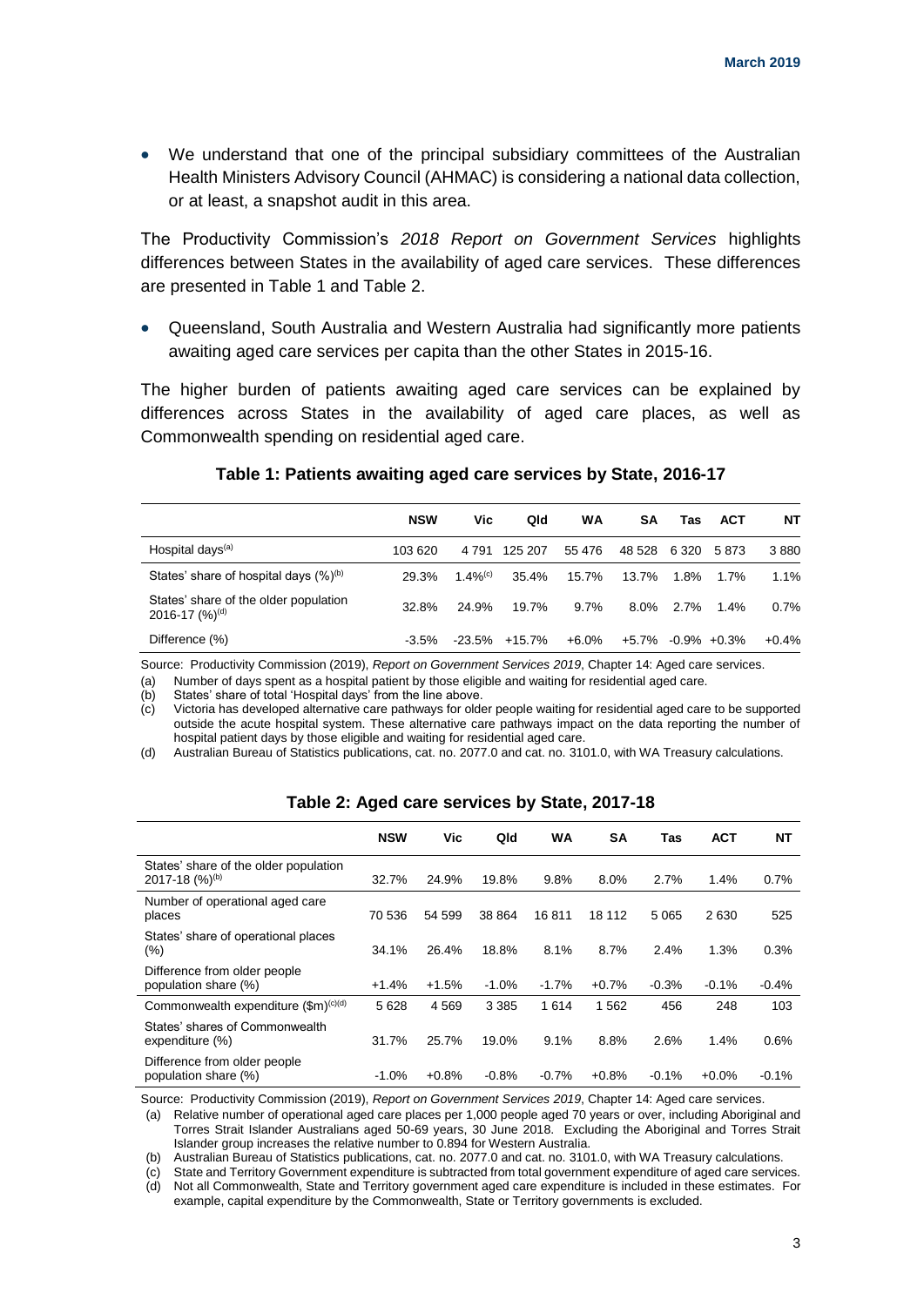- We understand that one of the principal subsidiary committees of the Australian Health Ministers Advisory Council (AHMAC) is considering a national data collection, or at least, a snapshot audit in this area.

The Productivity Commission's *2018 Report on Government Services* highlights differences between States in the availability of aged care services. These differences are presented in Table 1 and Table 2.

- Queensland, South Australia and Western Australia had significantly more patients awaiting aged care services per capita than the other States in 2015-16.

The higher burden of patients awaiting aged care services can be explained by differences across States in the availability of aged care places, as well as Commonwealth spending on residential aged care.

**Table 1: Patients awaiting aged care services by State, 2016-17**

| | NSW | Vic | Qld | WA | SA | Tas | ACT | NT |
|---|---|---|---|---|---|---|---|---|
| Hospital days[(a)] | 103 620 | 4 791 | 125 207 | 55 476 | 48 528 | 6 320 | 5 873 | 3 880 |
| States' share of hospital days (%)[(b)] | 29.3% | 1.4%[(c)] | 35.4% | 15.7% | 13.7% | 1.8% | 1.7% | 1.1% |
| States' share of the older population 2016-17 (%)[(d)] | 32.8% | 24.9% | 19.7% | 9.7% | 8.0% | 2.7% | 1.4% | 0.7% |
| Difference (%) | -3.5% | -23.5% | +15.7% | +6.0% | +5.7% | -0.9% | +0.3% | +0.4% |

Source: Productivity Commission (2019), *Report on Government Services 2019*, Chapter 14: Aged care services.

(a) Number of days spent as a hospital patient by those eligible and waiting for residential aged care.

(b) States' share of total 'Hospital days' from the line above.

(c) Victoria has developed alternative care pathways for older people waiting for residential aged care to be supported outside the acute hospital system. These alternative care pathways impact on the data reporting the number of hospital patient days by those eligible and waiting for residential aged care.

(d) Australian Bureau of Statistics publications, cat. no. 2077.0 and cat. no. 3101.0, with WA Treasury calculations.

**Table 2: Aged care services by State, 2017-18**

| | NSW | Vic | Qld | WA | SA | Tas | ACT | NT |
|---|---|---|---|---|---|---|---|---|
| States' share of the older population 2017-18 (%)[(b)] | 32.7% | 24.9% | 19.8% | 9.8% | 8.0% | 2.7% | 1.4% | 0.7% |
| Number of operational aged care places | 70 536 | 54 599 | 38 864 | 16 811 | 18 112 | 5 065 | 2 630 | 525 |
| States' share of operational places (%) | 34.1% | 26.4% | 18.8% | 8.1% | 8.7% | 2.4% | 1.3% | 0.3% |
| Difference from older people population share (%) | +1.4% | +1.5% | -1.0% | -1.7% | +0.7% | -0.3% | -0.1% | -0.4% |
| Commonwealth expenditure ($m)[(c)(d)] | 5 628 | 4 569 | 3 385 | 1 614 | 1 562 | 456 | 248 | 103 |
| States' shares of Commonwealth expenditure (%) | 31.7% | 25.7% | 19.0% | 9.1% | 8.8% | 2.6% | 1.4% | 0.6% |
| Difference from older people population share (%) | -1.0% | +0.8% | -0.8% | -0.7% | +0.8% | -0.1% | +0.0% | -0.1% |

Source: Productivity Commission (2019), *Report on Government Services 2019*, Chapter 14: Aged care services.

(a) Relative number of operational aged care places per 1,000 people aged 70 years or over, including Aboriginal and Torres Strait Islander Australians aged 50-69 years, 30 June 2018. Excluding the Aboriginal and Torres Strait Islander group increases the relative number to 0.894 for Western Australia.

(b) Australian Bureau of Statistics publications, cat. no. 2077.0 and cat. no. 3101.0, with WA Treasury calculations.

(c) State and Territory Government expenditure is subtracted from total government expenditure of aged care services.

(d) Not all Commonwealth, State and Territory government aged care expenditure is included in these estimates. For example, capital expenditure by the Commonwealth, State or Territory governments is excluded.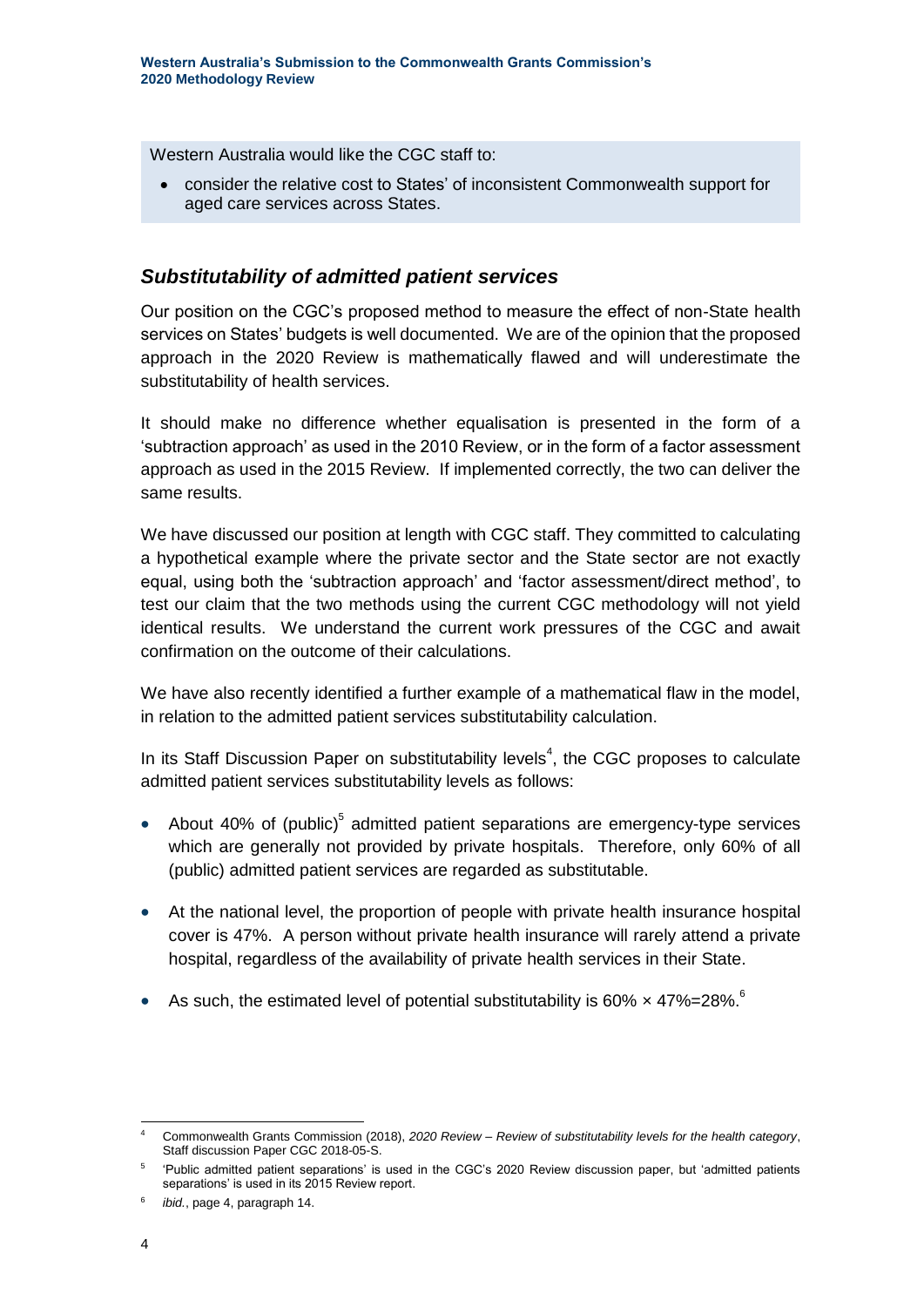Western Australia would like the CGC staff to:

- consider the relative cost to States' of inconsistent Commonwealth support for aged care services across States.

### *Substitutability of admitted patient services*

Our position on the CGC's proposed method to measure the effect of non-State health services on States' budgets is well documented. We are of the opinion that the proposed approach in the 2020 Review is mathematically flawed and will underestimate the substitutability of health services.

It should make no difference whether equalisation is presented in the form of a 'subtraction approach' as used in the 2010 Review, or in the form of a factor assessment approach as used in the 2015 Review. If implemented correctly, the two can deliver the same results.

We have discussed our position at length with CGC staff. They committed to calculating a hypothetical example where the private sector and the State sector are not exactly equal, using both the 'subtraction approach' and 'factor assessment/direct method', to test our claim that the two methods using the current CGC methodology will not yield identical results. We understand the current work pressures of the CGC and await confirmation on the outcome of their calculations.

We have also recently identified a further example of a mathematical flaw in the model, in relation to the admitted patient services substitutability calculation.

In its Staff Discussion Paper on substitutability levels[4], the CGC proposes to calculate admitted patient services substitutability levels as follows:

- About 40% of (public)[5] admitted patient separations are emergency-type services which are generally not provided by private hospitals. Therefore, only 60% of all (public) admitted patient services are regarded as substitutable.
- At the national level, the proportion of people with private health insurance hospital cover is 47%. A person without private health insurance will rarely attend a private hospital, regardless of the availability of private health services in their State.
- As such, the estimated level of potential substitutability is 60% × 47%=28%.[6]

---

[4] Commonwealth Grants Commission (2018), *2020 Review – Review of substitutability levels for the health category*, Staff discussion Paper CGC 2018-05-S.

[5] 'Public admitted patient separations' is used in the CGC's 2020 Review discussion paper, but 'admitted patients separations' is used in its 2015 Review report.

[6] *ibid.*, page 4, paragraph 14.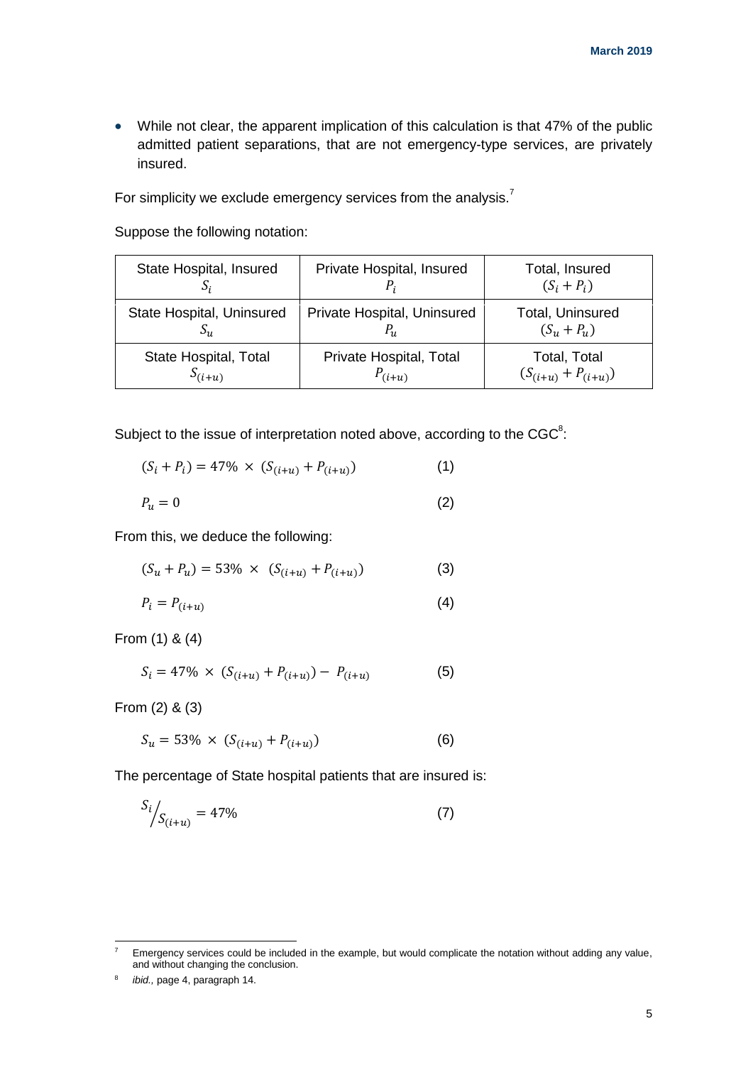- While not clear, the apparent implication of this calculation is that 47% of the public admitted patient separations, that are not emergency-type services, are privately insured.

For simplicity we exclude emergency services from the analysis.[7]

Suppose the following notation:

| State Hospital, Insured $S_i$ | Private Hospital, Insured $P_i$ | Total, Insured $(S_i + P_i)$ |
|---|---|---|
| State Hospital, Uninsured $S_u$ | Private Hospital, Uninsured $P_u$ | Total, Uninsured $(S_u + P_u)$ |
| State Hospital, Total $S_{(i+u)}$ | Private Hospital, Total $P_{(i+u)}$ | Total, Total $(S_{(i+u)} + P_{(i+u)})$ |

Subject to the issue of interpretation noted above, according to the CGC[8]:

$$(S_i + P_i) = 47\% \times (S_{(i+u)} + P_{(i+u)}) \qquad (1)$$

$$P_u = 0 \qquad (2)$$

From this, we deduce the following:

$$(S_u + P_u) = 53\% \times (S_{(i+u)} + P_{(i+u)}) \qquad (3)$$

$$P_i = P_{(i+u)} \qquad (4)$$

From (1) & (4)

$$S_i = 47\% \times (S_{(i+u)} + P_{(i+u)}) - P_{(i+u)} \qquad (5)$$

From (2) & (3)

$$S_u = 53\% \times (S_{(i+u)} + P_{(i+u)}) \qquad (6)$$

The percentage of State hospital patients that are insured is:

$$S_i / S_{(i+u)} = 47\% \qquad (7)$$

---

[7] Emergency services could be included in the example, but would complicate the notation without adding any value, and without changing the conclusion.

[8] *ibid.*, page 4, paragraph 14.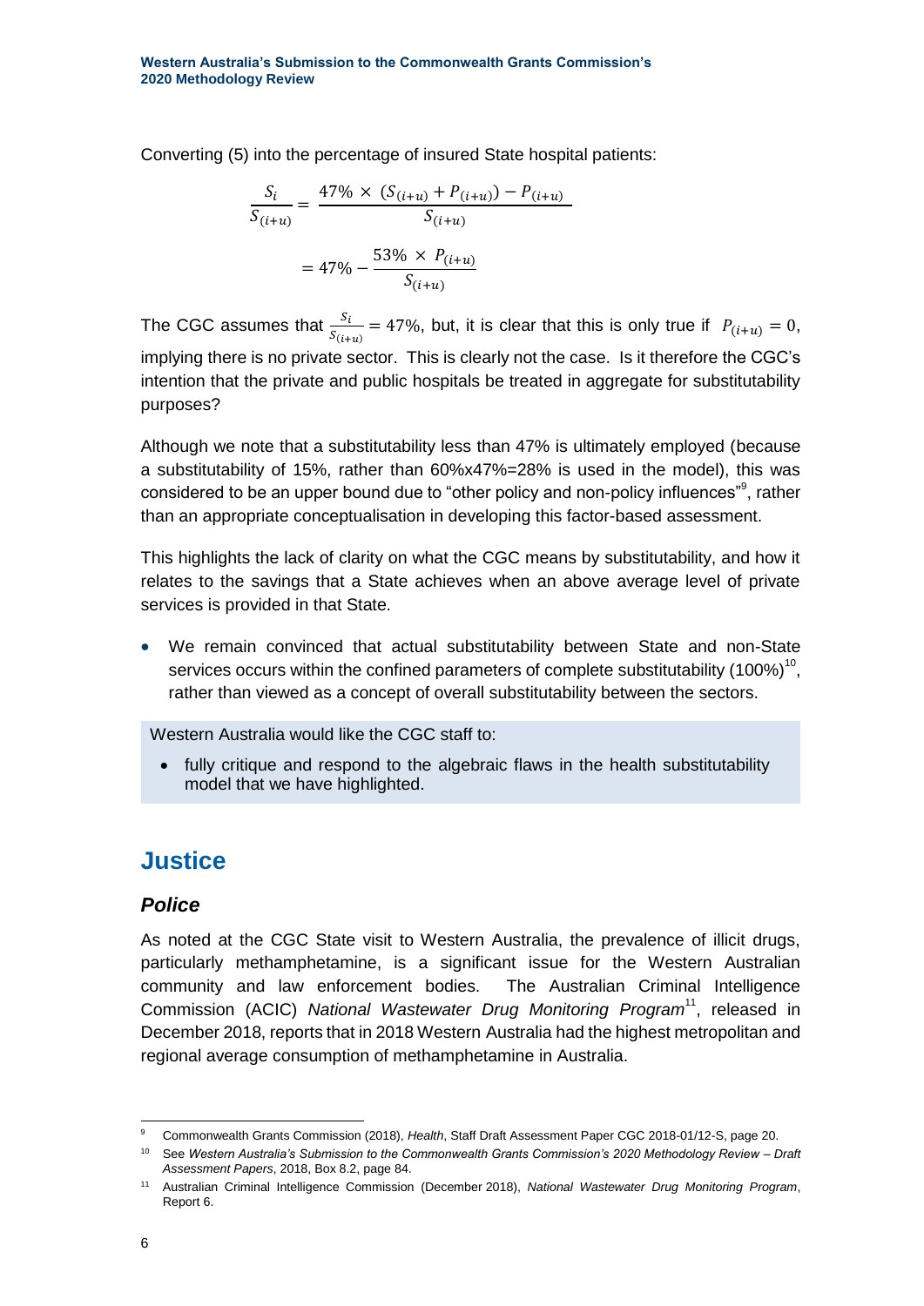Converting (5) into the percentage of insured State hospital patients:

$$\frac{S_i}{S_{(i+u)}} = \frac{47\% \times (S_{(i+u)} + P_{(i+u)}) - P_{(i+u)}}{S_{(i+u)}}$$

$$= 47\% - \frac{53\% \times P_{(i+u)}}{S_{(i+u)}}$$

The CGC assumes that $\frac{S_i}{S_{(i+u)}} = 47\%$, but, it is clear that this is only true if $P_{(i+u)} = 0$, implying there is no private sector. This is clearly not the case. Is it therefore the CGC's intention that the private and public hospitals be treated in aggregate for substitutability purposes?

Although we note that a substitutability less than 47% is ultimately employed (because a substitutability of 15%, rather than 60%x47%=28% is used in the model), this was considered to be an upper bound due to "other policy and non-policy influences"[9], rather than an appropriate conceptualisation in developing this factor-based assessment.

This highlights the lack of clarity on what the CGC means by substitutability, and how it relates to the savings that a State achieves when an above average level of private services is provided in that State.

- We remain convinced that actual substitutability between State and non-State services occurs within the confined parameters of complete substitutability (100%)[10], rather than viewed as a concept of overall substitutability between the sectors.

Western Australia would like the CGC staff to:

- fully critique and respond to the algebraic flaws in the health substitutability model that we have highlighted.

# Justice

## *Police*

As noted at the CGC State visit to Western Australia, the prevalence of illicit drugs, particularly methamphetamine, is a significant issue for the Western Australian community and law enforcement bodies. The Australian Criminal Intelligence Commission (ACIC) *National Wastewater Drug Monitoring Program*[11], released in December 2018, reports that in 2018 Western Australia had the highest metropolitan and regional average consumption of methamphetamine in Australia.

---

[9] Commonwealth Grants Commission (2018), *Health*, Staff Draft Assessment Paper CGC 2018-01/12-S, page 20.

[10] See *Western Australia's Submission to the Commonwealth Grants Commission's 2020 Methodology Review – Draft Assessment Papers*, 2018, Box 8.2, page 84.

[11] Australian Criminal Intelligence Commission (December 2018), *National Wastewater Drug Monitoring Program*, Report 6.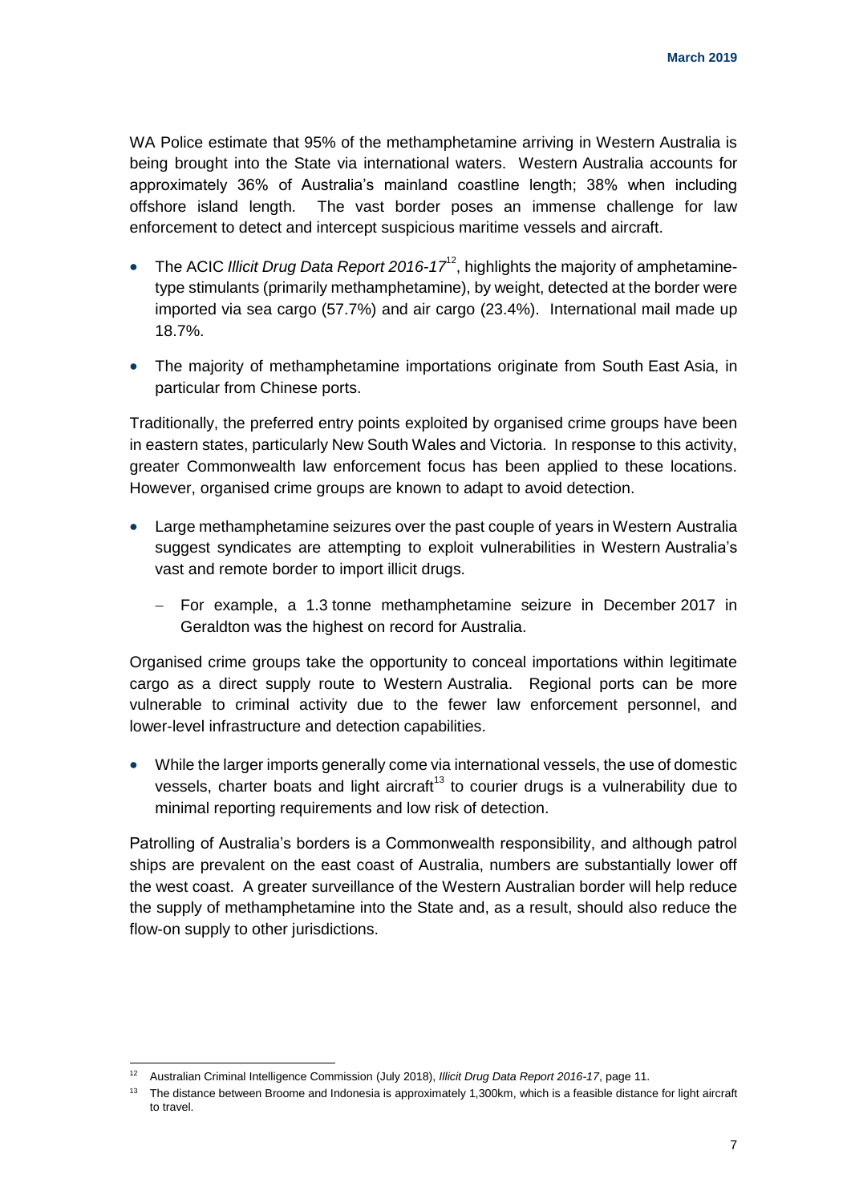WA Police estimate that 95% of the methamphetamine arriving in Western Australia is being brought into the State via international waters. Western Australia accounts for approximately 36% of Australia's mainland coastline length; 38% when including offshore island length. The vast border poses an immense challenge for law enforcement to detect and intercept suspicious maritime vessels and aircraft.

- The ACIC *Illicit Drug Data Report 2016-17*[12], highlights the majority of amphetamine-type stimulants (primarily methamphetamine), by weight, detected at the border were imported via sea cargo (57.7%) and air cargo (23.4%). International mail made up 18.7%.
- The majority of methamphetamine importations originate from South East Asia, in particular from Chinese ports.

Traditionally, the preferred entry points exploited by organised crime groups have been in eastern states, particularly New South Wales and Victoria. In response to this activity, greater Commonwealth law enforcement focus has been applied to these locations. However, organised crime groups are known to adapt to avoid detection.

- Large methamphetamine seizures over the past couple of years in Western Australia suggest syndicates are attempting to exploit vulnerabilities in Western Australia's vast and remote border to import illicit drugs.
  - For example, a 1.3 tonne methamphetamine seizure in December 2017 in Geraldton was the highest on record for Australia.

Organised crime groups take the opportunity to conceal importations within legitimate cargo as a direct supply route to Western Australia. Regional ports can be more vulnerable to criminal activity due to the fewer law enforcement personnel, and lower-level infrastructure and detection capabilities.

- While the larger imports generally come via international vessels, the use of domestic vessels, charter boats and light aircraft[13] to courier drugs is a vulnerability due to minimal reporting requirements and low risk of detection.

Patrolling of Australia's borders is a Commonwealth responsibility, and although patrol ships are prevalent on the east coast of Australia, numbers are substantially lower off the west coast. A greater surveillance of the Western Australian border will help reduce the supply of methamphetamine into the State and, as a result, should also reduce the flow-on supply to other jurisdictions.

---

[12] Australian Criminal Intelligence Commission (July 2018), *Illicit Drug Data Report 2016-17*, page 11.

[13] The distance between Broome and Indonesia is approximately 1,300km, which is a feasible distance for light aircraft to travel.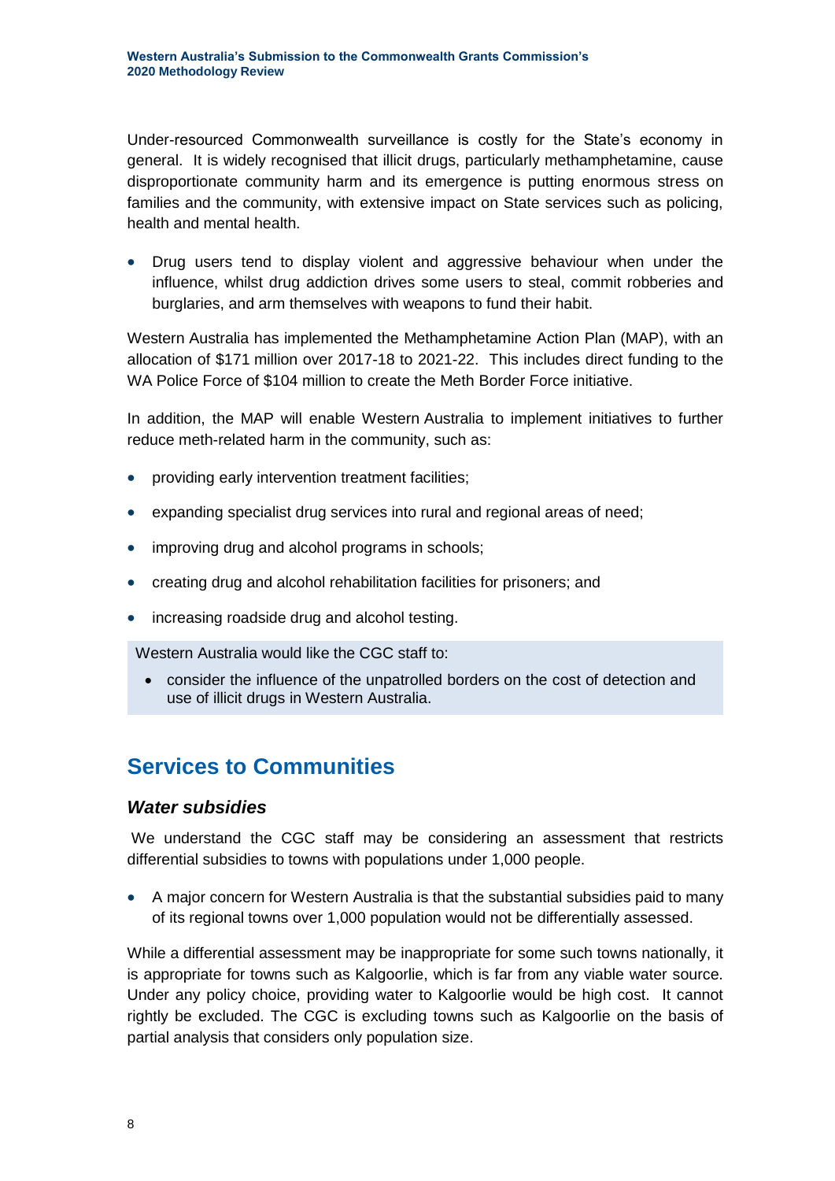Under-resourced Commonwealth surveillance is costly for the State's economy in general. It is widely recognised that illicit drugs, particularly methamphetamine, cause disproportionate community harm and its emergence is putting enormous stress on families and the community, with extensive impact on State services such as policing, health and mental health.

- Drug users tend to display violent and aggressive behaviour when under the influence, whilst drug addiction drives some users to steal, commit robberies and burglaries, and arm themselves with weapons to fund their habit.

Western Australia has implemented the Methamphetamine Action Plan (MAP), with an allocation of $171 million over 2017-18 to 2021-22. This includes direct funding to the WA Police Force of $104 million to create the Meth Border Force initiative.

In addition, the MAP will enable Western Australia to implement initiatives to further reduce meth-related harm in the community, such as:

- providing early intervention treatment facilities;
- expanding specialist drug services into rural and regional areas of need;
- improving drug and alcohol programs in schools;
- creating drug and alcohol rehabilitation facilities for prisoners; and
- increasing roadside drug and alcohol testing.

Western Australia would like the CGC staff to:

- consider the influence of the unpatrolled borders on the cost of detection and use of illicit drugs in Western Australia.

## Services to Communities

### *Water subsidies*

We understand the CGC staff may be considering an assessment that restricts differential subsidies to towns with populations under 1,000 people.

- A major concern for Western Australia is that the substantial subsidies paid to many of its regional towns over 1,000 population would not be differentially assessed.

While a differential assessment may be inappropriate for some such towns nationally, it is appropriate for towns such as Kalgoorlie, which is far from any viable water source. Under any policy choice, providing water to Kalgoorlie would be high cost. It cannot rightly be excluded. The CGC is excluding towns such as Kalgoorlie on the basis of partial analysis that considers only population size.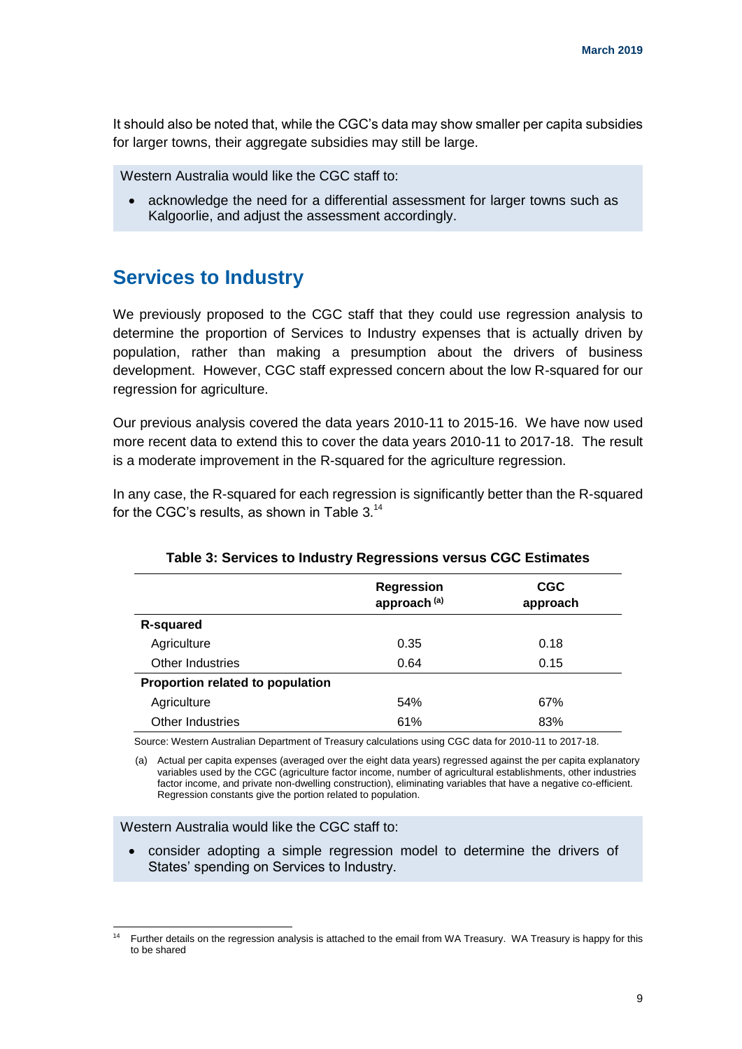It should also be noted that, while the CGC's data may show smaller per capita subsidies for larger towns, their aggregate subsidies may still be large.

Western Australia would like the CGC staff to:

- acknowledge the need for a differential assessment for larger towns such as Kalgoorlie, and adjust the assessment accordingly.

## Services to Industry

We previously proposed to the CGC staff that they could use regression analysis to determine the proportion of Services to Industry expenses that is actually driven by population, rather than making a presumption about the drivers of business development. However, CGC staff expressed concern about the low R-squared for our regression for agriculture.

Our previous analysis covered the data years 2010-11 to 2015-16. We have now used more recent data to extend this to cover the data years 2010-11 to 2017-18. The result is a moderate improvement in the R-squared for the agriculture regression.

In any case, the R-squared for each regression is significantly better than the R-squared for the CGC's results, as shown in Table 3.[14]

**Table 3: Services to Industry Regressions versus CGC Estimates**

| | Regression approach (a) | CGC approach |
|---|---|---|
| **R-squared** | | |
| Agriculture | 0.35 | 0.18 |
| Other Industries | 0.64 | 0.15 |
| **Proportion related to population** | | |
| Agriculture | 54% | 67% |
| Other Industries | 61% | 83% |

Source: Western Australian Department of Treasury calculations using CGC data for 2010-11 to 2017-18.

(a) Actual per capita expenses (averaged over the eight data years) regressed against the per capita explanatory variables used by the CGC (agriculture factor income, number of agricultural establishments, other industries factor income, and private non-dwelling construction), eliminating variables that have a negative co-efficient. Regression constants give the portion related to population.

Western Australia would like the CGC staff to:

- consider adopting a simple regression model to determine the drivers of States' spending on Services to Industry.

[14] Further details on the regression analysis is attached to the email from WA Treasury. WA Treasury is happy for this to be shared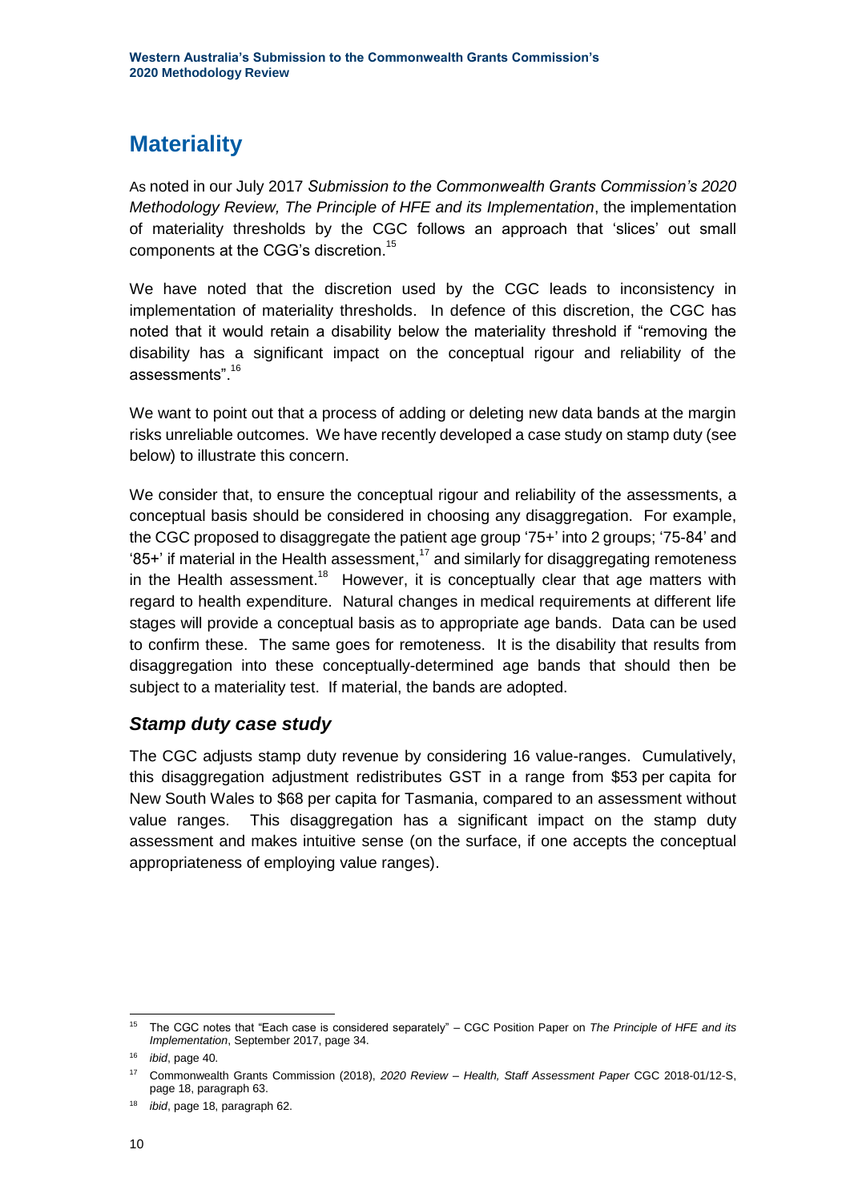## Materiality

As noted in our July 2017 *Submission to the Commonwealth Grants Commission's 2020 Methodology Review, The Principle of HFE and its Implementation*, the implementation of materiality thresholds by the CGC follows an approach that 'slices' out small components at the CGG's discretion.[15]

We have noted that the discretion used by the CGC leads to inconsistency in implementation of materiality thresholds. In defence of this discretion, the CGC has noted that it would retain a disability below the materiality threshold if "removing the disability has a significant impact on the conceptual rigour and reliability of the assessments".[16]

We want to point out that a process of adding or deleting new data bands at the margin risks unreliable outcomes. We have recently developed a case study on stamp duty (see below) to illustrate this concern.

We consider that, to ensure the conceptual rigour and reliability of the assessments, a conceptual basis should be considered in choosing any disaggregation. For example, the CGC proposed to disaggregate the patient age group '75+' into 2 groups; '75-84' and '85+' if material in the Health assessment,[17] and similarly for disaggregating remoteness in the Health assessment.[18] However, it is conceptually clear that age matters with regard to health expenditure. Natural changes in medical requirements at different life stages will provide a conceptual basis as to appropriate age bands. Data can be used to confirm these. The same goes for remoteness. It is the disability that results from disaggregation into these conceptually-determined age bands that should then be subject to a materiality test. If material, the bands are adopted.

### *Stamp duty case study*

The CGC adjusts stamp duty revenue by considering 16 value-ranges. Cumulatively, this disaggregation adjustment redistributes GST in a range from $53 per capita for New South Wales to $68 per capita for Tasmania, compared to an assessment without value ranges. This disaggregation has a significant impact on the stamp duty assessment and makes intuitive sense (on the surface, if one accepts the conceptual appropriateness of employing value ranges).

---

[15] The CGC notes that "Each case is considered separately" – CGC Position Paper on *The Principle of HFE and its Implementation*, September 2017, page 34.

[16] *ibid*, page 40.

[17] Commonwealth Grants Commission (2018), *2020 Review – Health, Staff Assessment Paper* CGC 2018-01/12-S, page 18, paragraph 63.

[18] *ibid*, page 18, paragraph 62.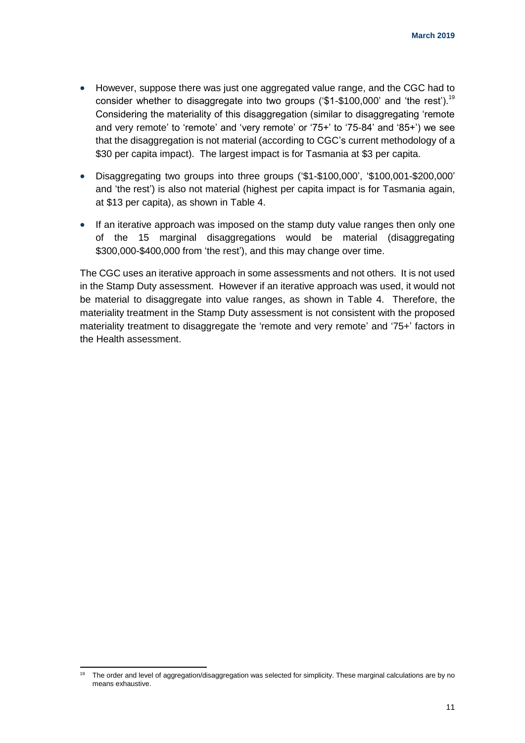- However, suppose there was just one aggregated value range, and the CGC had to consider whether to disaggregate into two groups ('$1-$100,000' and 'the rest').[19] Considering the materiality of this disaggregation (similar to disaggregating 'remote and very remote' to 'remote' and 'very remote' or '75+' to '75-84' and '85+') we see that the disaggregation is not material (according to CGC's current methodology of a $30 per capita impact). The largest impact is for Tasmania at $3 per capita.
- Disaggregating two groups into three groups ('$1-$100,000', '$100,001-$200,000' and 'the rest') is also not material (highest per capita impact is for Tasmania again, at $13 per capita), as shown in Table 4.
- If an iterative approach was imposed on the stamp duty value ranges then only one of the 15 marginal disaggregations would be material (disaggregating $300,000-$400,000 from 'the rest'), and this may change over time.

The CGC uses an iterative approach in some assessments and not others. It is not used in the Stamp Duty assessment. However if an iterative approach was used, it would not be material to disaggregate into value ranges, as shown in Table 4. Therefore, the materiality treatment in the Stamp Duty assessment is not consistent with the proposed materiality treatment to disaggregate the 'remote and very remote' and '75+' factors in the Health assessment.

[19] The order and level of aggregation/disaggregation was selected for simplicity. These marginal calculations are by no means exhaustive.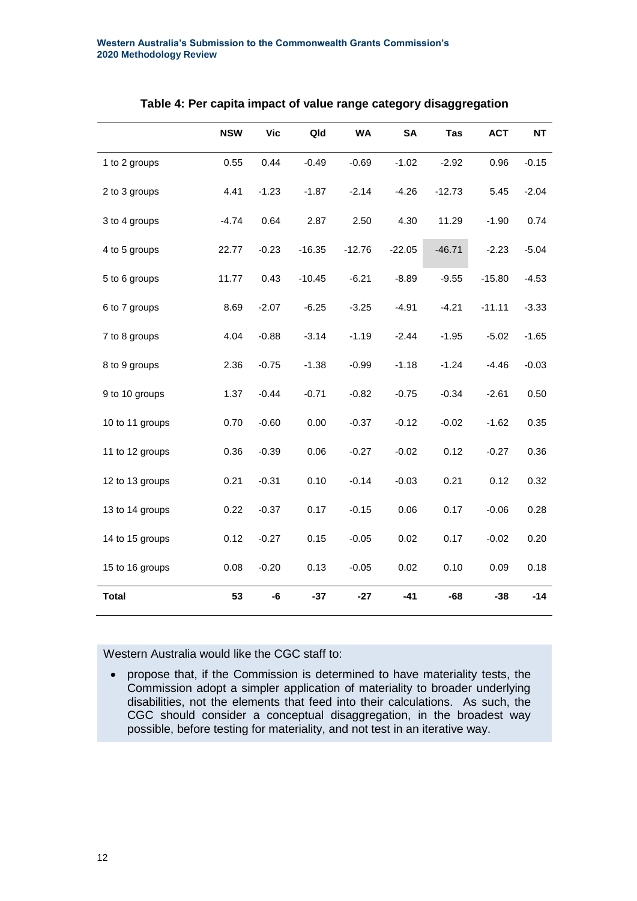**Table 4: Per capita impact of value range category disaggregation**

| | NSW | Vic | Qld | WA | SA | Tas | ACT | NT |
|---|---|---|---|---|---|---|---|---|
| 1 to 2 groups | 0.55 | 0.44 | -0.49 | -0.69 | -1.02 | -2.92 | 0.96 | -0.15 |
| 2 to 3 groups | 4.41 | -1.23 | -1.87 | -2.14 | -4.26 | -12.73 | 5.45 | -2.04 |
| 3 to 4 groups | -4.74 | 0.64 | 2.87 | 2.50 | 4.30 | 11.29 | -1.90 | 0.74 |
| 4 to 5 groups | 22.77 | -0.23 | -16.35 | -12.76 | -22.05 | -46.71 | -2.23 | -5.04 |
| 5 to 6 groups | 11.77 | 0.43 | -10.45 | -6.21 | -8.89 | -9.55 | -15.80 | -4.53 |
| 6 to 7 groups | 8.69 | -2.07 | -6.25 | -3.25 | -4.91 | -4.21 | -11.11 | -3.33 |
| 7 to 8 groups | 4.04 | -0.88 | -3.14 | -1.19 | -2.44 | -1.95 | -5.02 | -1.65 |
| 8 to 9 groups | 2.36 | -0.75 | -1.38 | -0.99 | -1.18 | -1.24 | -4.46 | -0.03 |
| 9 to 10 groups | 1.37 | -0.44 | -0.71 | -0.82 | -0.75 | -0.34 | -2.61 | 0.50 |
| 10 to 11 groups | 0.70 | -0.60 | 0.00 | -0.37 | -0.12 | -0.02 | -1.62 | 0.35 |
| 11 to 12 groups | 0.36 | -0.39 | 0.06 | -0.27 | -0.02 | 0.12 | -0.27 | 0.36 |
| 12 to 13 groups | 0.21 | -0.31 | 0.10 | -0.14 | -0.03 | 0.21 | 0.12 | 0.32 |
| 13 to 14 groups | 0.22 | -0.37 | 0.17 | -0.15 | 0.06 | 0.17 | -0.06 | 0.28 |
| 14 to 15 groups | 0.12 | -0.27 | 0.15 | -0.05 | 0.02 | 0.17 | -0.02 | 0.20 |
| 15 to 16 groups | 0.08 | -0.20 | 0.13 | -0.05 | 0.02 | 0.10 | 0.09 | 0.18 |
| **Total** | **53** | **-6** | **-37** | **-27** | **-41** | **-68** | **-38** | **-14** |

Western Australia would like the CGC staff to:

- propose that, if the Commission is determined to have materiality tests, the Commission adopt a simpler application of materiality to broader underlying disabilities, not the elements that feed into their calculations. As such, the CGC should consider a conceptual disaggregation, in the broadest way possible, before testing for materiality, and not test in an iterative way.